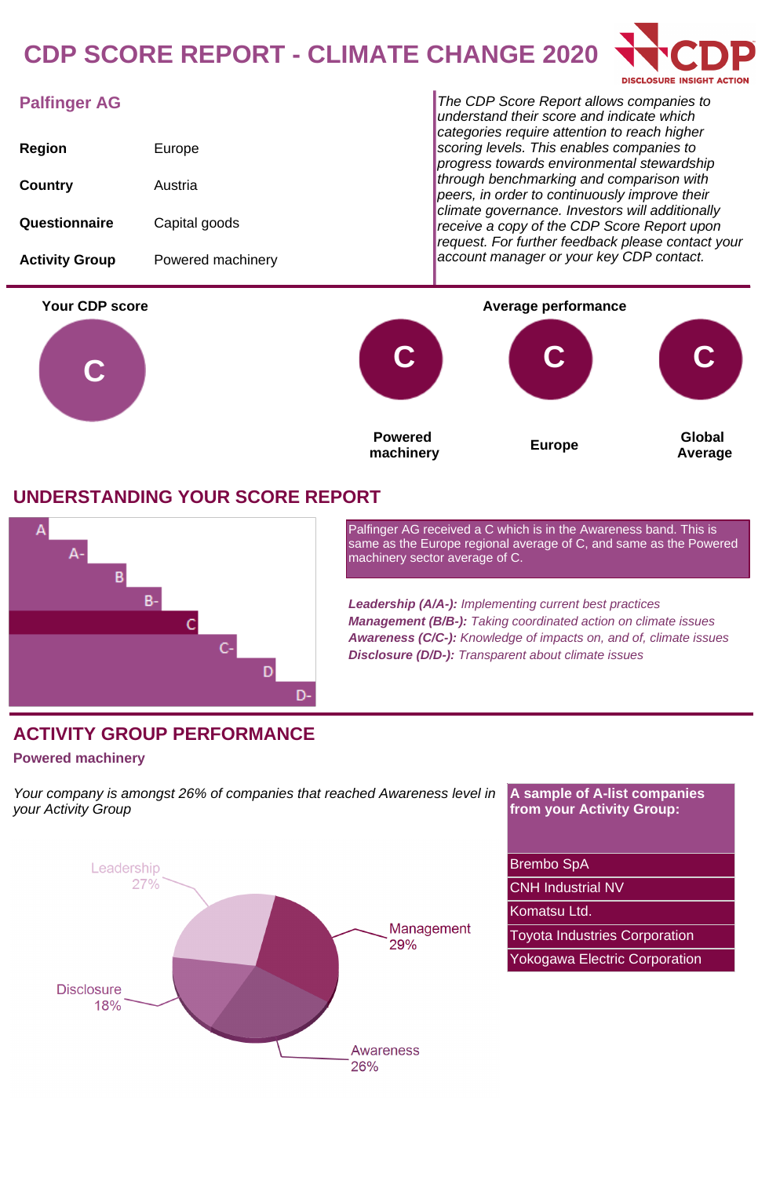# CDP SCORE REPORT - CLIMATE CHANGE 2020

CDP
DISCLOSURE INSIGHT ACTION

## Palfinger AG

| | |
|---|---|
| **Region** | Europe |
| **Country** | Austria |
| **Questionnaire** | Capital goods |
| **Activity Group** | Powered machinery |

*The CDP Score Report allows companies to understand their score and indicate which categories require attention to reach higher scoring levels. This enables companies to progress towards environmental stewardship through benchmarking and comparison with peers, in order to continuously improve their climate governance. Investors will additionally receive a copy of the CDP Score Report upon request. For further feedback please contact your account manager or your key CDP contact.*

**Your CDP score**

C

**Average performance**

| Powered machinery | Europe | Global Average |
|---|---|---|
| C | C | C |

## UNDERSTANDING YOUR SCORE REPORT

A
A-
B
B-
C
C-
D
D-

Palfinger AG received a C which is in the Awareness band. This is same as the Europe regional average of C, and same as the Powered machinery sector average of C.

***Leadership (A/A-):*** *Implementing current best practices*
***Management (B/B-):*** *Taking coordinated action on climate issues*
***Awareness (C/C-):*** *Knowledge of impacts on, and of, climate issues*
***Disclosure (D/D-):*** *Transparent about climate issues*

## ACTIVITY GROUP PERFORMANCE

**Powered machinery**

*Your company is amongst 26% of companies that reached Awareness level in your Activity Group*

Leadership 27%
Management 29%
Awareness 26%
Disclosure 18%

| A sample of A-list companies from your Activity Group: |
|---|
| Brembo SpA |
| CNH Industrial NV |
| Komatsu Ltd. |
| Toyota Industries Corporation |
| Yokogawa Electric Corporation |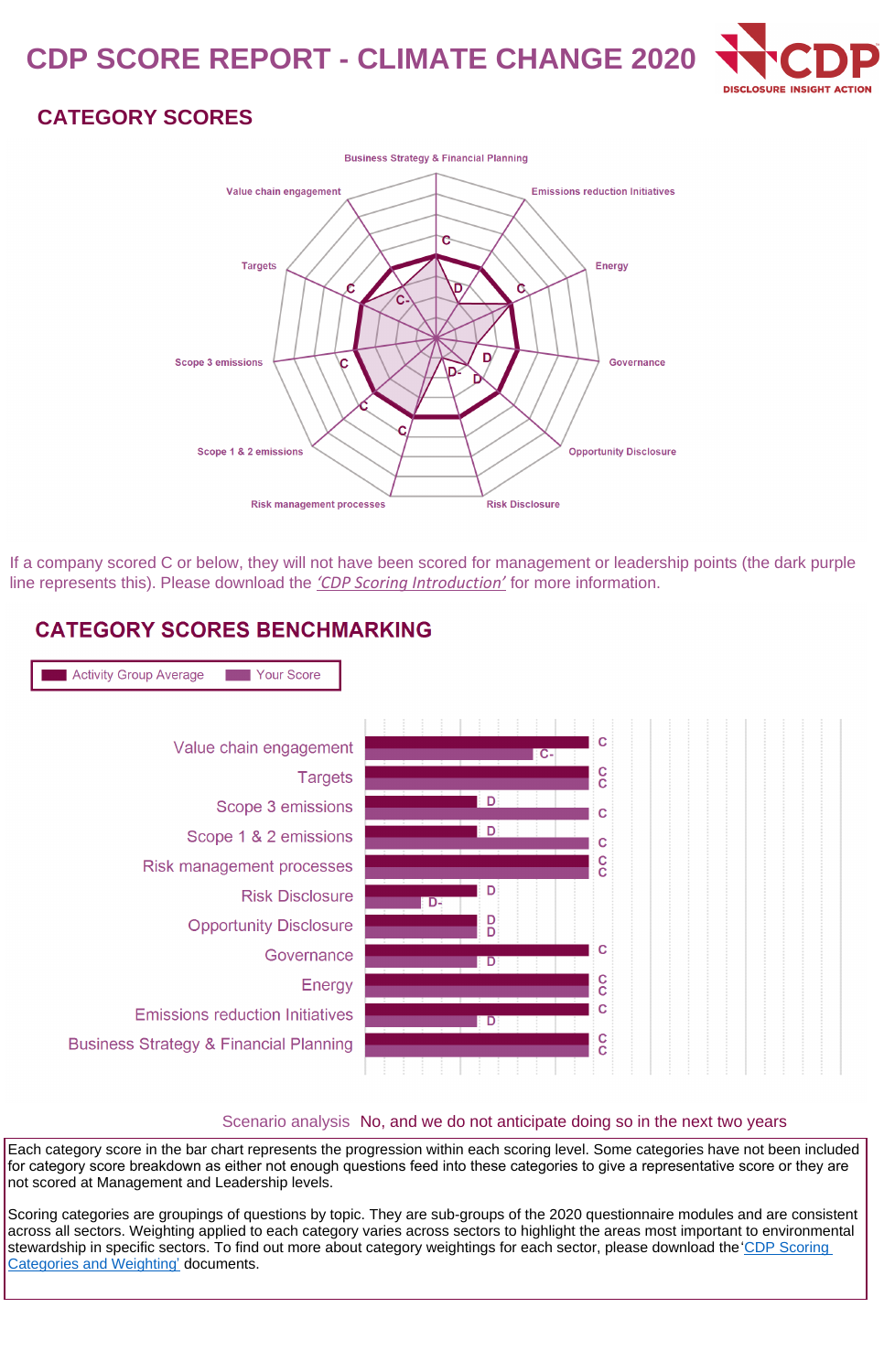# CDP SCORE REPORT - CLIMATE CHANGE 2020

CDP
DISCLOSURE INSIGHT ACTION

## CATEGORY SCORES

Business Strategy & Financial Planning
Emissions reduction Initiatives
Energy
Governance
Opportunity Disclosure
Risk Disclosure
Risk management processes
Scope 1 & 2 emissions
Scope 3 emissions
Targets
Value chain engagement

C
D
C
D
D
D-
C
C
C
C
C-

If a company scored C or below, they will not have been scored for management or leadership points (the dark purple line represents this). Please download the *'CDP Scoring Introduction'* for more information.

## CATEGORY SCORES BENCHMARKING

Activity Group Average
Your Score

Value chain engagement C C-
Targets C C
Scope 3 emissions D C
Scope 1 & 2 emissions D C
Risk management processes C C
Risk Disclosure D D-
Opportunity Disclosure D D
Governance C D
Energy C C
Emissions reduction Initiatives C D
Business Strategy & Financial Planning C C

Scenario analysis No, and we do not anticipate doing so in the next two years

Each category score in the bar chart represents the progression within each scoring level. Some categories have not been included for category score breakdown as either not enough questions feed into these categories to give a representative score or they are not scored at Management and Leadership levels.

Scoring categories are groupings of questions by topic. They are sub-groups of the 2020 questionnaire modules and are consistent across all sectors. Weighting applied to each category varies across sectors to highlight the areas most important to environmental stewardship in specific sectors. To find out more about category weightings for each sector, please download the 'CDP Scoring Categories and Weighting' documents.